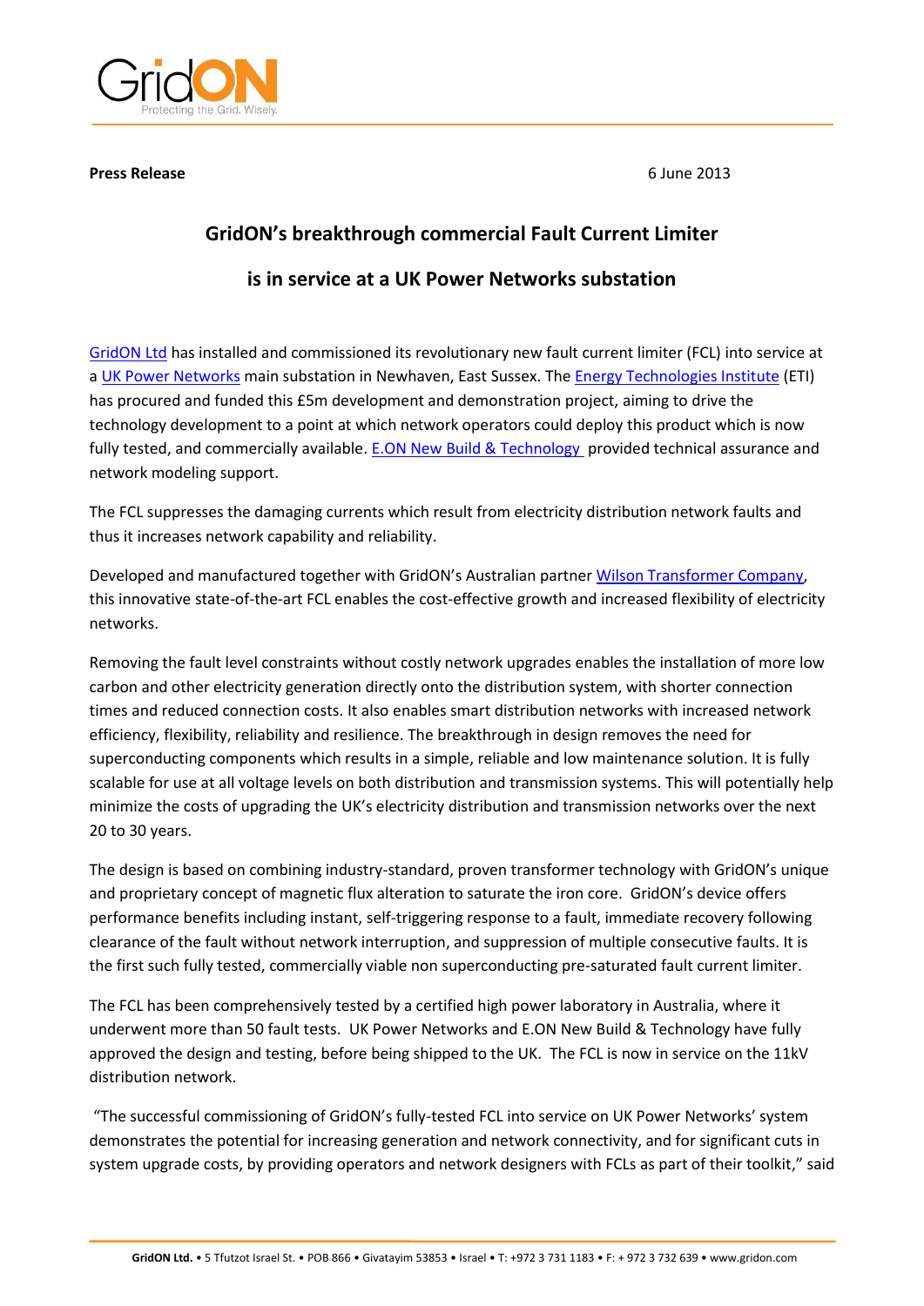**Press Release** 6 June 2013

# GridON's breakthrough commercial Fault Current Limiter is in service at a UK Power Networks substation

GridON Ltd has installed and commissioned its revolutionary new fault current limiter (FCL) into service at a UK Power Networks main substation in Newhaven, East Sussex. The Energy Technologies Institute (ETI) has procured and funded this £5m development and demonstration project, aiming to drive the technology development to a point at which network operators could deploy this product which is now fully tested, and commercially available. E.ON New Build & Technology provided technical assurance and network modeling support.

The FCL suppresses the damaging currents which result from electricity distribution network faults and thus it increases network capability and reliability.

Developed and manufactured together with GridON's Australian partner Wilson Transformer Company, this innovative state-of-the-art FCL enables the cost-effective growth and increased flexibility of electricity networks.

Removing the fault level constraints without costly network upgrades enables the installation of more low carbon and other electricity generation directly onto the distribution system, with shorter connection times and reduced connection costs. It also enables smart distribution networks with increased network efficiency, flexibility, reliability and resilience. The breakthrough in design removes the need for superconducting components which results in a simple, reliable and low maintenance solution. It is fully scalable for use at all voltage levels on both distribution and transmission systems. This will potentially help minimize the costs of upgrading the UK's electricity distribution and transmission networks over the next 20 to 30 years.

The design is based on combining industry-standard, proven transformer technology with GridON's unique and proprietary concept of magnetic flux alteration to saturate the iron core. GridON's device offers performance benefits including instant, self-triggering response to a fault, immediate recovery following clearance of the fault without network interruption, and suppression of multiple consecutive faults. It is the first such fully tested, commercially viable non superconducting pre-saturated fault current limiter.

The FCL has been comprehensively tested by a certified high power laboratory in Australia, where it underwent more than 50 fault tests. UK Power Networks and E.ON New Build & Technology have fully approved the design and testing, before being shipped to the UK. The FCL is now in service on the 11kV distribution network.

"The successful commissioning of GridON's fully-tested FCL into service on UK Power Networks' system demonstrates the potential for increasing generation and network connectivity, and for significant cuts in system upgrade costs, by providing operators and network designers with FCLs as part of their toolkit," said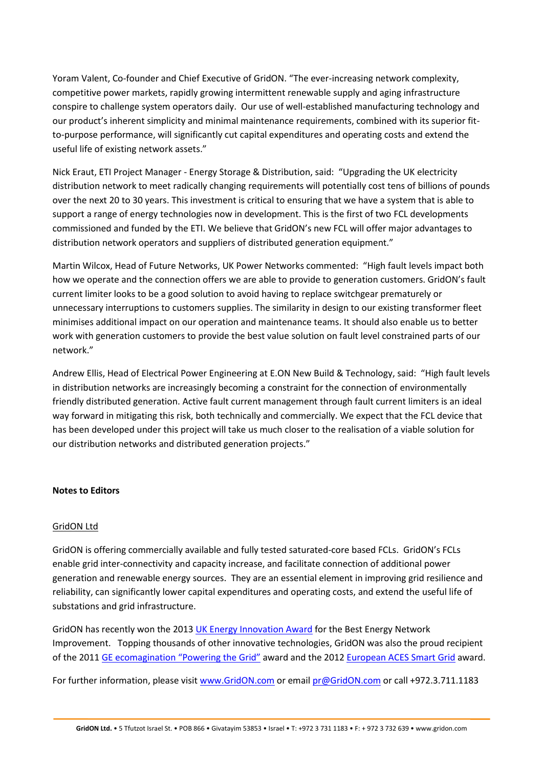Yoram Valent, Co-founder and Chief Executive of GridON. "The ever-increasing network complexity, competitive power markets, rapidly growing intermittent renewable supply and aging infrastructure conspire to challenge system operators daily. Our use of well-established manufacturing technology and our product's inherent simplicity and minimal maintenance requirements, combined with its superior fit-to-purpose performance, will significantly cut capital expenditures and operating costs and extend the useful life of existing network assets."

Nick Eraut, ETI Project Manager - Energy Storage & Distribution, said: "Upgrading the UK electricity distribution network to meet radically changing requirements will potentially cost tens of billions of pounds over the next 20 to 30 years. This investment is critical to ensuring that we have a system that is able to support a range of energy technologies now in development. This is the first of two FCL developments commissioned and funded by the ETI. We believe that GridON's new FCL will offer major advantages to distribution network operators and suppliers of distributed generation equipment."

Martin Wilcox, Head of Future Networks, UK Power Networks commented: "High fault levels impact both how we operate and the connection offers we are able to provide to generation customers. GridON's fault current limiter looks to be a good solution to avoid having to replace switchgear prematurely or unnecessary interruptions to customers supplies. The similarity in design to our existing transformer fleet minimises additional impact on our operation and maintenance teams. It should also enable us to better work with generation customers to provide the best value solution on fault level constrained parts of our network."

Andrew Ellis, Head of Electrical Power Engineering at E.ON New Build & Technology, said: "High fault levels in distribution networks are increasingly becoming a constraint for the connection of environmentally friendly distributed generation. Active fault current management through fault current limiters is an ideal way forward in mitigating this risk, both technically and commercially. We expect that the FCL device that has been developed under this project will take us much closer to the realisation of a viable solution for our distribution networks and distributed generation projects."

**Notes to Editors**

GridON Ltd

GridON is offering commercially available and fully tested saturated-core based FCLs. GridON's FCLs enable grid inter-connectivity and capacity increase, and facilitate connection of additional power generation and renewable energy sources. They are an essential element in improving grid resilience and reliability, can significantly lower capital expenditures and operating costs, and extend the useful life of substations and grid infrastructure.

GridON has recently won the 2013 UK Energy Innovation Award for the Best Energy Network Improvement. Topping thousands of other innovative technologies, GridON was also the proud recipient of the 2011 GE ecomagination "Powering the Grid" award and the 2012 European ACES Smart Grid award.

For further information, please visit www.GridON.com or email pr@GridON.com or call +972.3.711.1183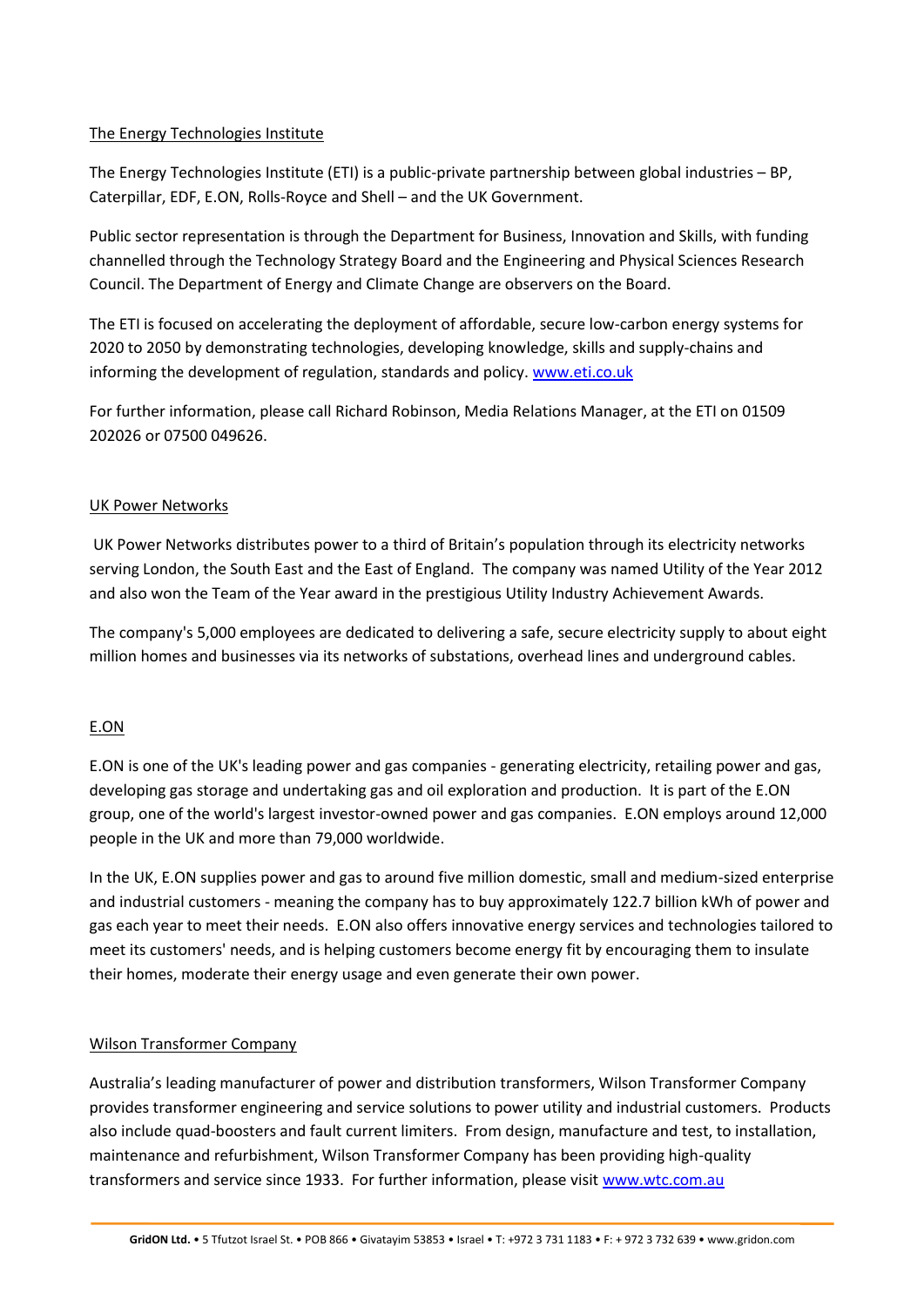## The Energy Technologies Institute

The Energy Technologies Institute (ETI) is a public-private partnership between global industries – BP, Caterpillar, EDF, E.ON, Rolls-Royce and Shell – and the UK Government.

Public sector representation is through the Department for Business, Innovation and Skills, with funding channelled through the Technology Strategy Board and the Engineering and Physical Sciences Research Council. The Department of Energy and Climate Change are observers on the Board.

The ETI is focused on accelerating the deployment of affordable, secure low-carbon energy systems for 2020 to 2050 by demonstrating technologies, developing knowledge, skills and supply-chains and informing the development of regulation, standards and policy. www.eti.co.uk

For further information, please call Richard Robinson, Media Relations Manager, at the ETI on 01509 202026 or 07500 049626.

## UK Power Networks

UK Power Networks distributes power to a third of Britain's population through its electricity networks serving London, the South East and the East of England. The company was named Utility of the Year 2012 and also won the Team of the Year award in the prestigious Utility Industry Achievement Awards.

The company's 5,000 employees are dedicated to delivering a safe, secure electricity supply to about eight million homes and businesses via its networks of substations, overhead lines and underground cables.

## E.ON

E.ON is one of the UK's leading power and gas companies - generating electricity, retailing power and gas, developing gas storage and undertaking gas and oil exploration and production. It is part of the E.ON group, one of the world's largest investor-owned power and gas companies. E.ON employs around 12,000 people in the UK and more than 79,000 worldwide.

In the UK, E.ON supplies power and gas to around five million domestic, small and medium-sized enterprise and industrial customers - meaning the company has to buy approximately 122.7 billion kWh of power and gas each year to meet their needs. E.ON also offers innovative energy services and technologies tailored to meet its customers' needs, and is helping customers become energy fit by encouraging them to insulate their homes, moderate their energy usage and even generate their own power.

## Wilson Transformer Company

Australia's leading manufacturer of power and distribution transformers, Wilson Transformer Company provides transformer engineering and service solutions to power utility and industrial customers. Products also include quad-boosters and fault current limiters. From design, manufacture and test, to installation, maintenance and refurbishment, Wilson Transformer Company has been providing high-quality transformers and service since 1933. For further information, please visit www.wtc.com.au

**GridON Ltd.** • 5 Tfutzot Israel St. • POB 866 • Givatayim 53853 • Israel • T: +972 3 731 1183 • F: + 972 3 732 639 • www.gridon.com